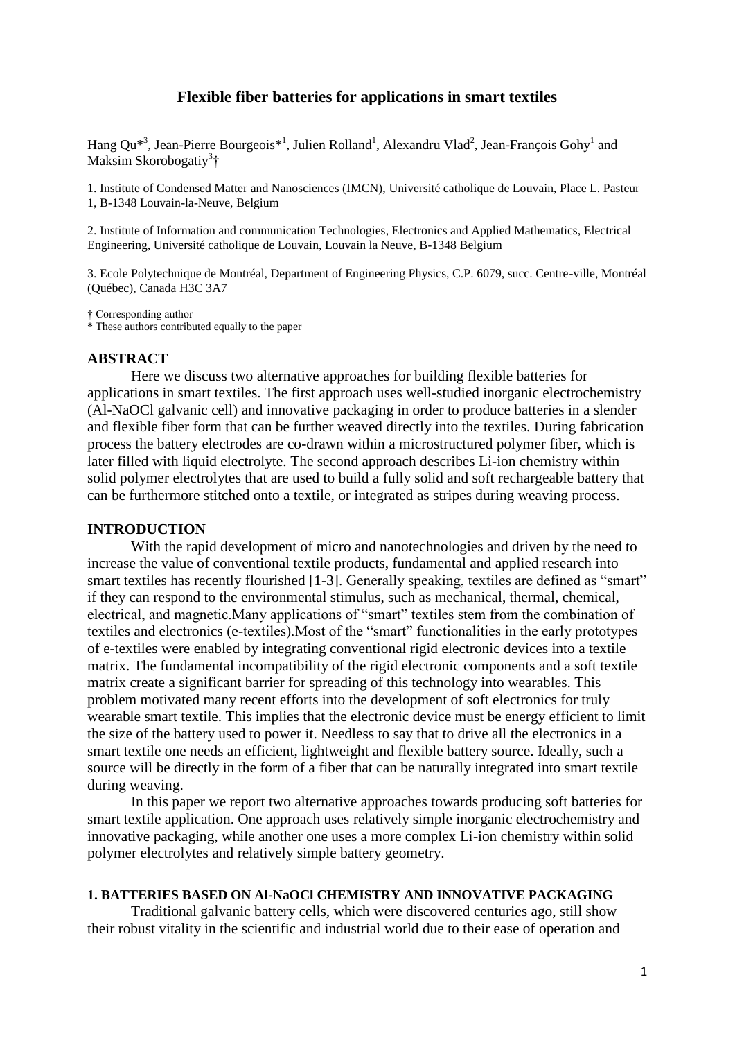# Flexible fiber batteries for applications in smart textiles

Hang Qu*[3], Jean-Pierre Bourgeois*[1], Julien Rolland[1], Alexandru Vlad[2], Jean-François Gohy[1] and Maksim Skorobogatiy[3]†

1. Institute of Condensed Matter and Nanosciences (IMCN), Université catholique de Louvain, Place L. Pasteur 1, B-1348 Louvain-la-Neuve, Belgium

2. Institute of Information and communication Technologies, Electronics and Applied Mathematics, Electrical Engineering, Université catholique de Louvain, Louvain la Neuve, B-1348 Belgium

3. Ecole Polytechnique de Montréal, Department of Engineering Physics, C.P. 6079, succ. Centre-ville, Montréal (Québec), Canada H3C 3A7

† Corresponding author
* These authors contributed equally to the paper

## ABSTRACT

Here we discuss two alternative approaches for building flexible batteries for applications in smart textiles. The first approach uses well-studied inorganic electrochemistry (Al-NaOCl galvanic cell) and innovative packaging in order to produce batteries in a slender and flexible fiber form that can be further weaved directly into the textiles. During fabrication process the battery electrodes are co-drawn within a microstructured polymer fiber, which is later filled with liquid electrolyte. The second approach describes Li-ion chemistry within solid polymer electrolytes that are used to build a fully solid and soft rechargeable battery that can be furthermore stitched onto a textile, or integrated as stripes during weaving process.

## INTRODUCTION

With the rapid development of micro and nanotechnologies and driven by the need to increase the value of conventional textile products, fundamental and applied research into smart textiles has recently flourished [1-3]. Generally speaking, textiles are defined as "smart" if they can respond to the environmental stimulus, such as mechanical, thermal, chemical, electrical, and magnetic.Many applications of "smart" textiles stem from the combination of textiles and electronics (e-textiles).Most of the "smart" functionalities in the early prototypes of e-textiles were enabled by integrating conventional rigid electronic devices into a textile matrix. The fundamental incompatibility of the rigid electronic components and a soft textile matrix create a significant barrier for spreading of this technology into wearables. This problem motivated many recent efforts into the development of soft electronics for truly wearable smart textile. This implies that the electronic device must be energy efficient to limit the size of the battery used to power it. Needless to say that to drive all the electronics in a smart textile one needs an efficient, lightweight and flexible battery source. Ideally, such a source will be directly in the form of a fiber that can be naturally integrated into smart textile during weaving.

In this paper we report two alternative approaches towards producing soft batteries for smart textile application. One approach uses relatively simple inorganic electrochemistry and innovative packaging, while another one uses a more complex Li-ion chemistry within solid polymer electrolytes and relatively simple battery geometry.

### 1. BATTERIES BASED ON Al-NaOCl CHEMISTRY AND INNOVATIVE PACKAGING

Traditional galvanic battery cells, which were discovered centuries ago, still show their robust vitality in the scientific and industrial world due to their ease of operation and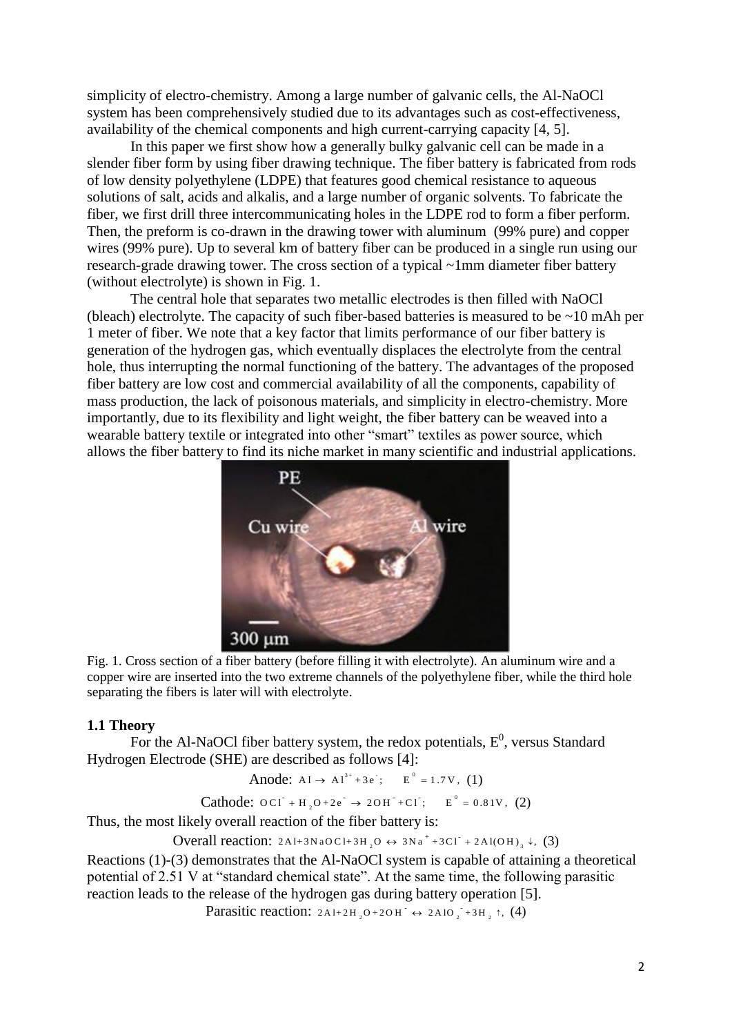simplicity of electro-chemistry. Among a large number of galvanic cells, the Al-NaOCl system has been comprehensively studied due to its advantages such as cost-effectiveness, availability of the chemical components and high current-carrying capacity [4, 5].

In this paper we first show how a generally bulky galvanic cell can be made in a slender fiber form by using fiber drawing technique. The fiber battery is fabricated from rods of low density polyethylene (LDPE) that features good chemical resistance to aqueous solutions of salt, acids and alkalis, and a large number of organic solvents. To fabricate the fiber, we first drill three intercommunicating holes in the LDPE rod to form a fiber perform. Then, the preform is co-drawn in the drawing tower with aluminum (99% pure) and copper wires (99% pure). Up to several km of battery fiber can be produced in a single run using our research-grade drawing tower. The cross section of a typical ~1mm diameter fiber battery (without electrolyte) is shown in Fig. 1.

The central hole that separates two metallic electrodes is then filled with NaOCl (bleach) electrolyte. The capacity of such fiber-based batteries is measured to be ~10 mAh per 1 meter of fiber. We note that a key factor that limits performance of our fiber battery is generation of the hydrogen gas, which eventually displaces the electrolyte from the central hole, thus interrupting the normal functioning of the battery. The advantages of the proposed fiber battery are low cost and commercial availability of all the components, capability of mass production, the lack of poisonous materials, and simplicity in electro-chemistry. More importantly, due to its flexibility and light weight, the fiber battery can be weaved into a wearable battery textile or integrated into other "smart" textiles as power source, which allows the fiber battery to find its niche market in many scientific and industrial applications.

Fig. 1. Cross section of a fiber battery (before filling it with electrolyte). An aluminum wire and a copper wire are inserted into the two extreme channels of the polyethylene fiber, while the third hole separating the fibers is later will with electrolyte.

### 1.1 Theory

For the Al-NaOCl fiber battery system, the redox potentials, $E^0$, versus Standard Hydrogen Electrode (SHE) are described as follows [4]:

$$\text{Anode: } Al \rightarrow Al^{3+} + 3e^-; \quad E^0 = 1.7\,V, \quad (1)$$

$$\text{Cathode: } OCl^- + H_2O + 2e^- \rightarrow 2OH^- + Cl^-; \quad E^0 = 0.81\,V, \quad (2)$$

Thus, the most likely overall reaction of the fiber battery is:

$$\text{Overall reaction: } 2Al + 3NaOCl + 3H_2O \leftrightarrow 3Na^+ + 3Cl^- + 2Al(OH)_3 \downarrow, \quad (3)$$

Reactions (1)-(3) demonstrates that the Al-NaOCl system is capable of attaining a theoretical potential of 2.51 V at "standard chemical state". At the same time, the following parasitic reaction leads to the release of the hydrogen gas during battery operation [5].

$$\text{Parasitic reaction: } 2Al + 2H_2O + 2OH^- \leftrightarrow 2AlO_2^- + 3H_2 \uparrow, \quad (4)$$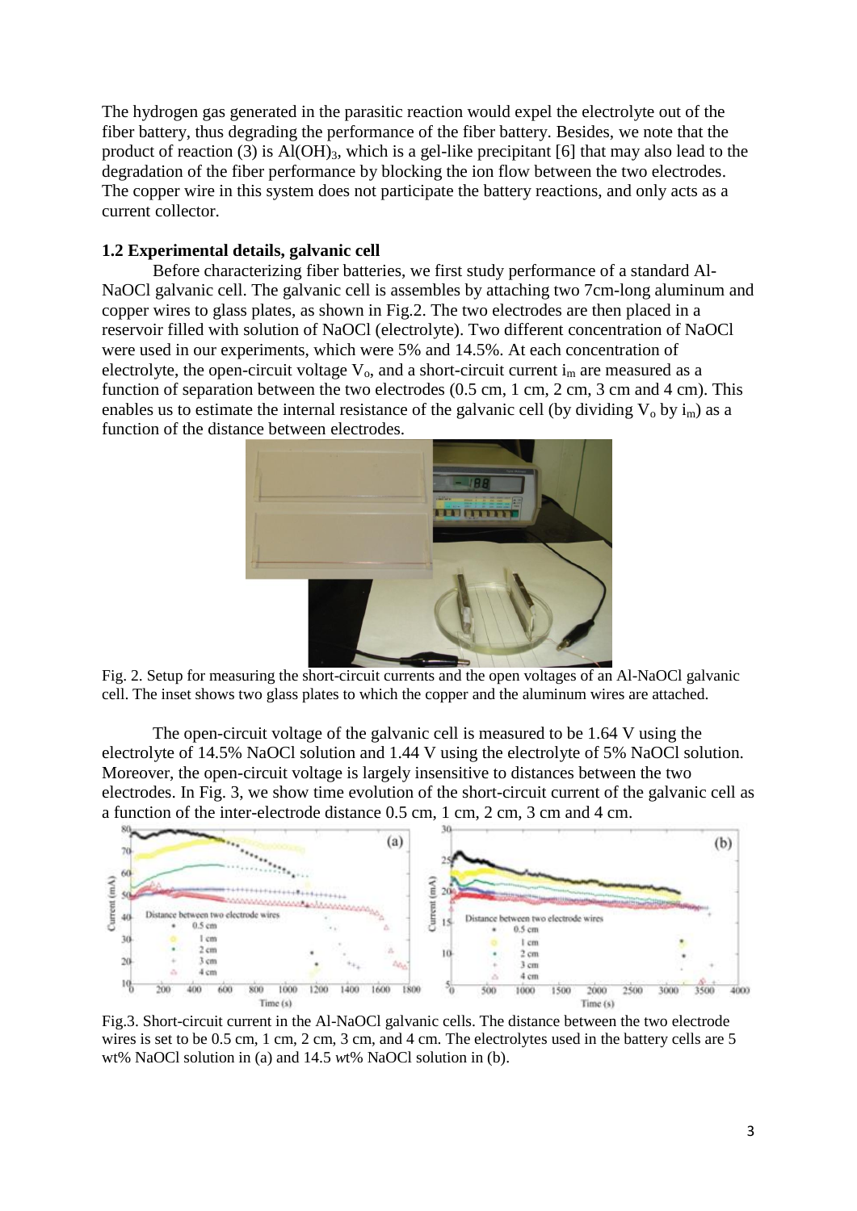The hydrogen gas generated in the parasitic reaction would expel the electrolyte out of the fiber battery, thus degrading the performance of the fiber battery. Besides, we note that the product of reaction (3) is $Al(OH)_3$, which is a gel-like precipitant [6] that may also lead to the degradation of the fiber performance by blocking the ion flow between the two electrodes. The copper wire in this system does not participate the battery reactions, and only acts as a current collector.

### 1.2 Experimental details, galvanic cell

Before characterizing fiber batteries, we first study performance of a standard Al-NaOCl galvanic cell. The galvanic cell is assembles by attaching two 7cm-long aluminum and copper wires to glass plates, as shown in Fig.2. The two electrodes are then placed in a reservoir filled with solution of NaOCl (electrolyte). Two different concentration of NaOCl were used in our experiments, which were 5% and 14.5%. At each concentration of electrolyte, the open-circuit voltage $V_o$, and a short-circuit current $i_m$ are measured as a function of separation between the two electrodes (0.5 cm, 1 cm, 2 cm, 3 cm and 4 cm). This enables us to estimate the internal resistance of the galvanic cell (by dividing $V_o$ by $i_m$) as a function of the distance between electrodes.

Fig. 2. Setup for measuring the short-circuit currents and the open voltages of an Al-NaOCl galvanic cell. The inset shows two glass plates to which the copper and the aluminum wires are attached.

The open-circuit voltage of the galvanic cell is measured to be 1.64 V using the electrolyte of 14.5% NaOCl solution and 1.44 V using the electrolyte of 5% NaOCl solution. Moreover, the open-circuit voltage is largely insensitive to distances between the two electrodes. In Fig. 3, we show time evolution of the short-circuit current of the galvanic cell as a function of the inter-electrode distance 0.5 cm, 1 cm, 2 cm, 3 cm and 4 cm.

Fig.3. Short-circuit current in the Al-NaOCl galvanic cells. The distance between the two electrode wires is set to be 0.5 cm, 1 cm, 2 cm, 3 cm, and 4 cm. The electrolytes used in the battery cells are 5 wt% NaOCl solution in (a) and 14.5 *wt*% NaOCl solution in (b).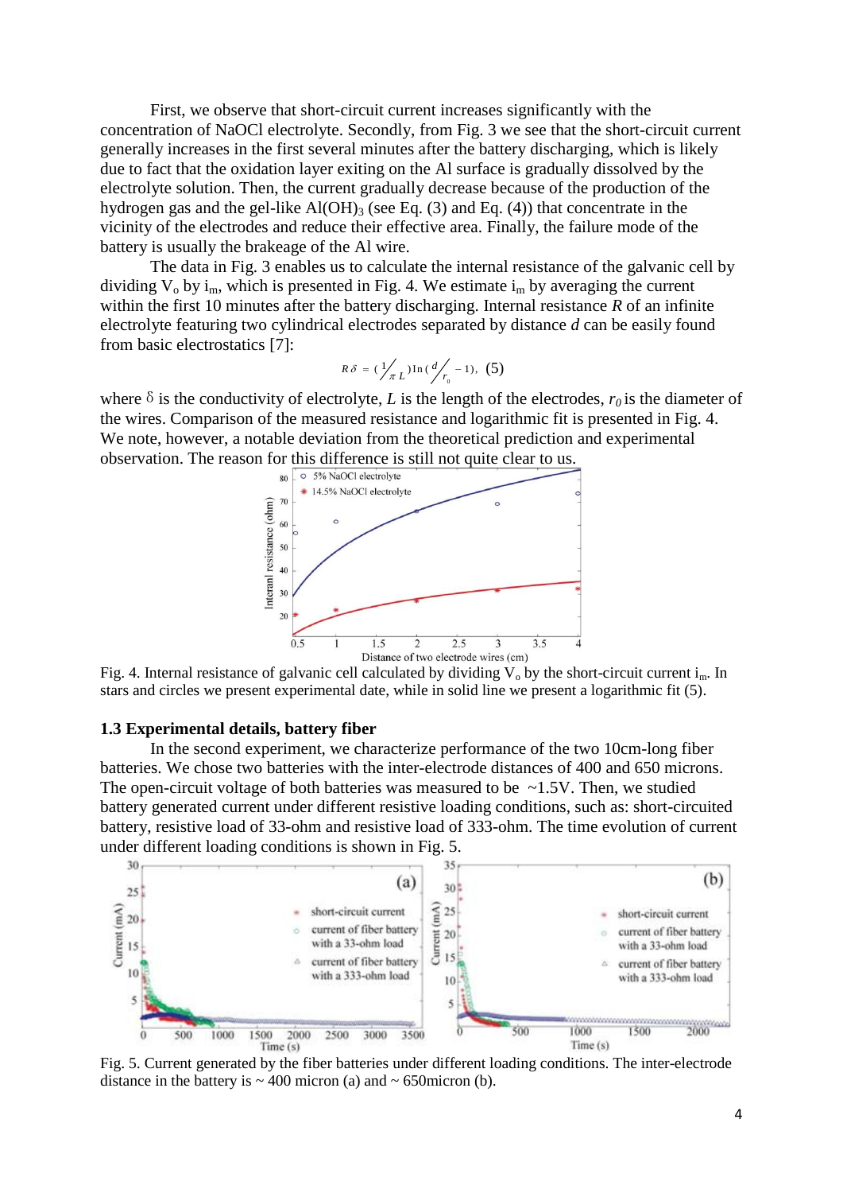First, we observe that short-circuit current increases significantly with the concentration of NaOCl electrolyte. Secondly, from Fig. 3 we see that the short-circuit current generally increases in the first several minutes after the battery discharging, which is likely due to fact that the oxidation layer exiting on the Al surface is gradually dissolved by the electrolyte solution. Then, the current gradually decrease because of the production of the hydrogen gas and the gel-like $Al(OH)_3$ (see Eq. (3) and Eq. (4)) that concentrate in the vicinity of the electrodes and reduce their effective area. Finally, the failure mode of the battery is usually the brakeage of the Al wire.

The data in Fig. 3 enables us to calculate the internal resistance of the galvanic cell by dividing $V_o$ by $i_m$, which is presented in Fig. 4. We estimate $i_m$ by averaging the current within the first 10 minutes after the battery discharging. Internal resistance $R$ of an infinite electrolyte featuring two cylindrical electrodes separated by distance $d$ can be easily found from basic electrostatics [7]:

$$R\delta = \left(\frac{1}{\pi L}\right)\ln\left(\frac{d}{r_0} - 1\right), \quad (5)$$

where $\delta$ is the conductivity of electrolyte, $L$ is the length of the electrodes, $r_0$ is the diameter of the wires. Comparison of the measured resistance and logarithmic fit is presented in Fig. 4. We note, however, a notable deviation from the theoretical prediction and experimental observation. The reason for this difference is still not quite clear to us.

Fig. 4. Internal resistance of galvanic cell calculated by dividing $V_o$ by the short-circuit current $i_m$. In stars and circles we present experimental date, while in solid line we present a logarithmic fit (5).

### 1.3 Experimental details, battery fiber

In the second experiment, we characterize performance of the two 10cm-long fiber batteries. We chose two batteries with the inter-electrode distances of 400 and 650 microns. The open-circuit voltage of both batteries was measured to be ~1.5V. Then, we studied battery generated current under different resistive loading conditions, such as: short-circuited battery, resistive load of 33-ohm and resistive load of 333-ohm. The time evolution of current under different loading conditions is shown in Fig. 5.

Fig. 5. Current generated by the fiber batteries under different loading conditions. The inter-electrode distance in the battery is ~ 400 micron (a) and ~ 650micron (b).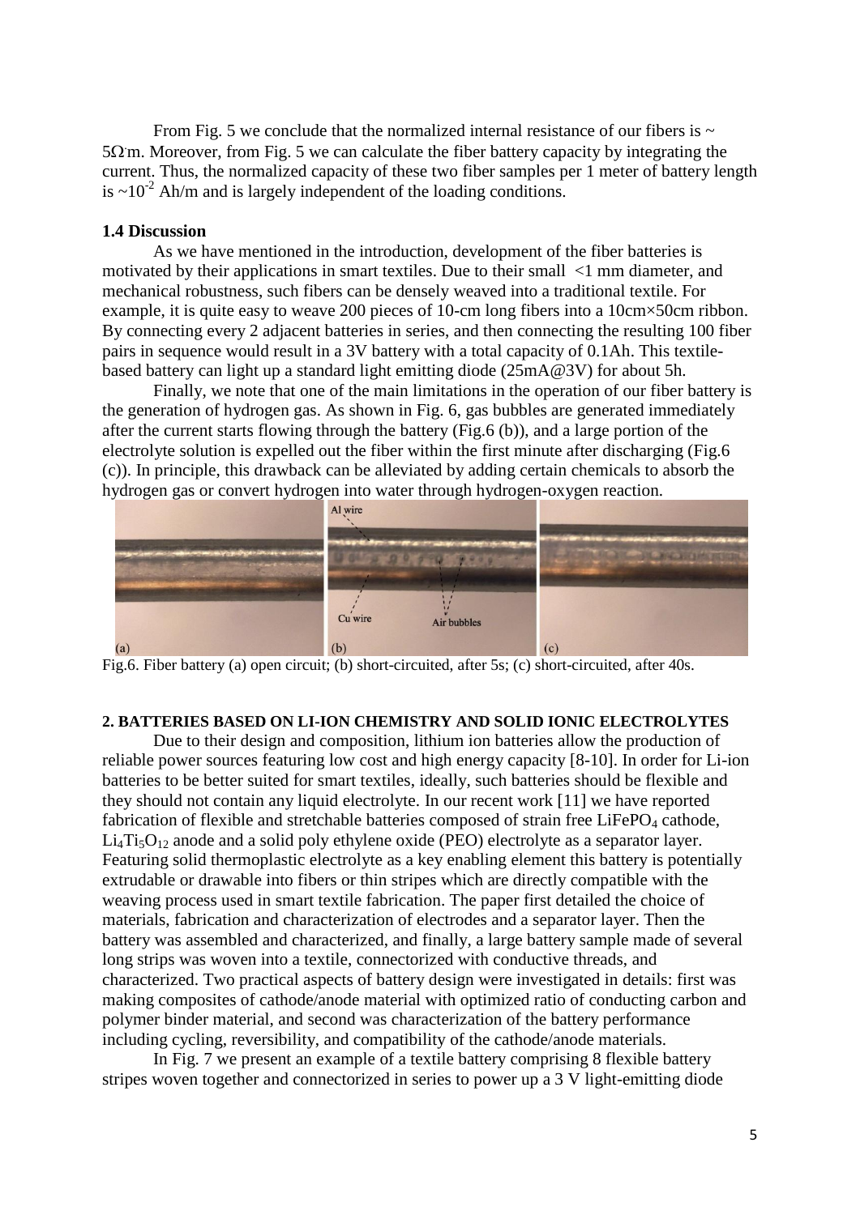From Fig. 5 we conclude that the normalized internal resistance of our fibers is ~ 5Ω·m. Moreover, from Fig. 5 we can calculate the fiber battery capacity by integrating the current. Thus, the normalized capacity of these two fiber samples per 1 meter of battery length is ~$10^{-2}$ Ah/m and is largely independent of the loading conditions.

### 1.4 Discussion

As we have mentioned in the introduction, development of the fiber batteries is motivated by their applications in smart textiles. Due to their small <1 mm diameter, and mechanical robustness, such fibers can be densely weaved into a traditional textile. For example, it is quite easy to weave 200 pieces of 10-cm long fibers into a 10cm×50cm ribbon. By connecting every 2 adjacent batteries in series, and then connecting the resulting 100 fiber pairs in sequence would result in a 3V battery with a total capacity of 0.1Ah. This textile-based battery can light up a standard light emitting diode (25mA@3V) for about 5h.

Finally, we note that one of the main limitations in the operation of our fiber battery is the generation of hydrogen gas. As shown in Fig. 6, gas bubbles are generated immediately after the current starts flowing through the battery (Fig.6 (b)), and a large portion of the electrolyte solution is expelled out the fiber within the first minute after discharging (Fig.6 (c)). In principle, this drawback can be alleviated by adding certain chemicals to absorb the hydrogen gas or convert hydrogen into water through hydrogen-oxygen reaction.

Fig.6. Fiber battery (a) open circuit; (b) short-circuited, after 5s; (c) short-circuited, after 40s.

## 2. BATTERIES BASED ON LI-ION CHEMISTRY AND SOLID IONIC ELECTROLYTES

Due to their design and composition, lithium ion batteries allow the production of reliable power sources featuring low cost and high energy capacity [8-10]. In order for Li-ion batteries to be better suited for smart textiles, ideally, such batteries should be flexible and they should not contain any liquid electrolyte. In our recent work [11] we have reported fabrication of flexible and stretchable batteries composed of strain free $LiFePO_4$ cathode, $Li_4Ti_5O_{12}$ anode and a solid poly ethylene oxide (PEO) electrolyte as a separator layer. Featuring solid thermoplastic electrolyte as a key enabling element this battery is potentially extrudable or drawable into fibers or thin stripes which are directly compatible with the weaving process used in smart textile fabrication. The paper first detailed the choice of materials, fabrication and characterization of electrodes and a separator layer. Then the battery was assembled and characterized, and finally, a large battery sample made of several long strips was woven into a textile, connectorized with conductive threads, and characterized. Two practical aspects of battery design were investigated in details: first was making composites of cathode/anode material with optimized ratio of conducting carbon and polymer binder material, and second was characterization of the battery performance including cycling, reversibility, and compatibility of the cathode/anode materials.

In Fig. 7 we present an example of a textile battery comprising 8 flexible battery stripes woven together and connectorized in series to power up a 3 V light-emitting diode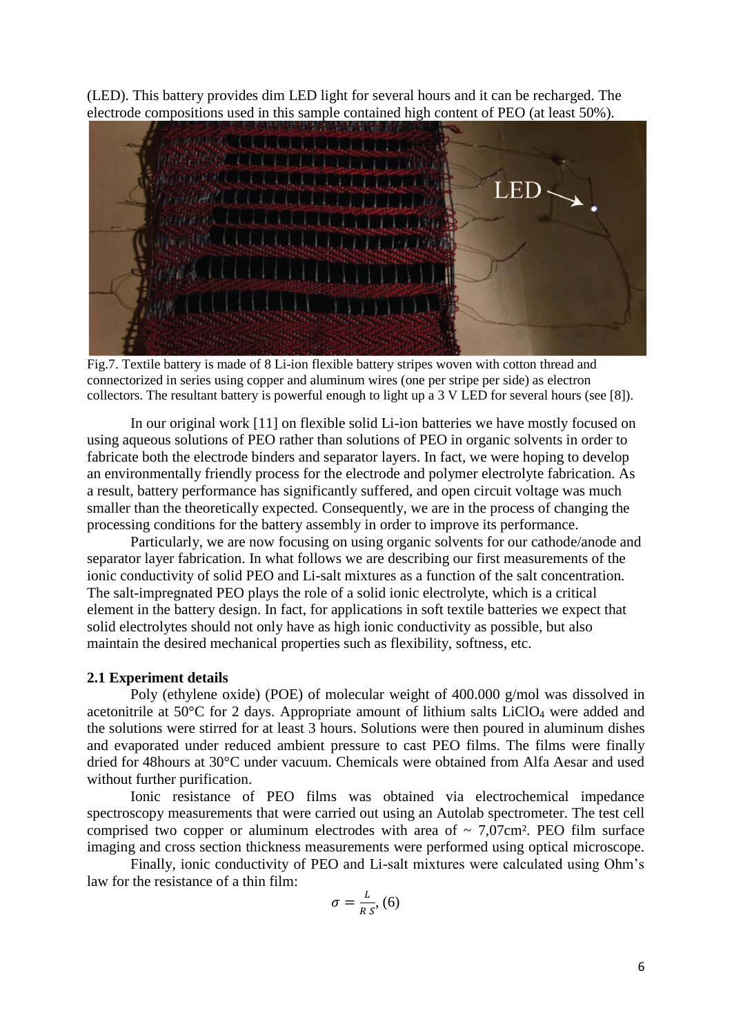(LED). This battery provides dim LED light for several hours and it can be recharged. The electrode compositions used in this sample contained high content of PEO (at least 50%).

Fig.7. Textile battery is made of 8 Li-ion flexible battery stripes woven with cotton thread and connectorized in series using copper and aluminum wires (one per stripe per side) as electron collectors. The resultant battery is powerful enough to light up a 3 V LED for several hours (see [8]).

In our original work [11] on flexible solid Li-ion batteries we have mostly focused on using aqueous solutions of PEO rather than solutions of PEO in organic solvents in order to fabricate both the electrode binders and separator layers. In fact, we were hoping to develop an environmentally friendly process for the electrode and polymer electrolyte fabrication. As a result, battery performance has significantly suffered, and open circuit voltage was much smaller than the theoretically expected. Consequently, we are in the process of changing the processing conditions for the battery assembly in order to improve its performance.

Particularly, we are now focusing on using organic solvents for our cathode/anode and separator layer fabrication. In what follows we are describing our first measurements of the ionic conductivity of solid PEO and Li-salt mixtures as a function of the salt concentration. The salt-impregnated PEO plays the role of a solid ionic electrolyte, which is a critical element in the battery design. In fact, for applications in soft textile batteries we expect that solid electrolytes should not only have as high ionic conductivity as possible, but also maintain the desired mechanical properties such as flexibility, softness, etc.

### 2.1 Experiment details

Poly (ethylene oxide) (POE) of molecular weight of 400.000 g/mol was dissolved in acetonitrile at 50°C for 2 days. Appropriate amount of lithium salts $LiClO_4$ were added and the solutions were stirred for at least 3 hours. Solutions were then poured in aluminum dishes and evaporated under reduced ambient pressure to cast PEO films. The films were finally dried for 48hours at 30°C under vacuum. Chemicals were obtained from Alfa Aesar and used without further purification.

Ionic resistance of PEO films was obtained via electrochemical impedance spectroscopy measurements that were carried out using an Autolab spectrometer. The test cell comprised two copper or aluminum electrodes with area of ~ 7,07cm². PEO film surface imaging and cross section thickness measurements were performed using optical microscope.

Finally, ionic conductivity of PEO and Li-salt mixtures were calculated using Ohm's law for the resistance of a thin film:

$$\sigma = \frac{L}{R\,S}, \quad (6)$$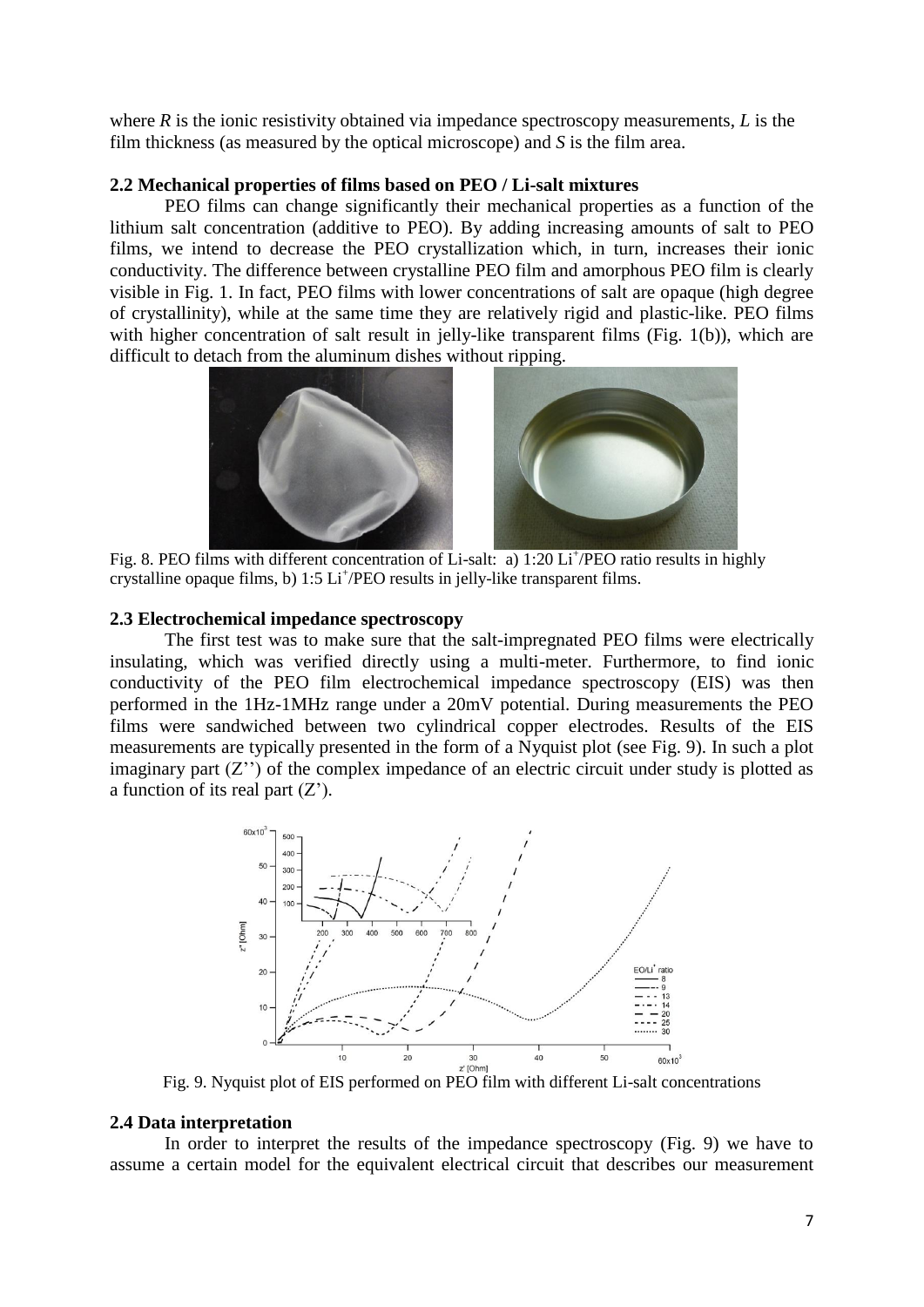where $R$ is the ionic resistivity obtained via impedance spectroscopy measurements, $L$ is the film thickness (as measured by the optical microscope) and $S$ is the film area.

### 2.2 Mechanical properties of films based on PEO / Li-salt mixtures

PEO films can change significantly their mechanical properties as a function of the lithium salt concentration (additive to PEO). By adding increasing amounts of salt to PEO films, we intend to decrease the PEO crystallization which, in turn, increases their ionic conductivity. The difference between crystalline PEO film and amorphous PEO film is clearly visible in Fig. 1. In fact, PEO films with lower concentrations of salt are opaque (high degree of crystallinity), while at the same time they are relatively rigid and plastic-like. PEO films with higher concentration of salt result in jelly-like transparent films (Fig. 1(b)), which are difficult to detach from the aluminum dishes without ripping.

Fig. 8. PEO films with different concentration of Li-salt: a) 1:20 $Li^+$/PEO ratio results in highly crystalline opaque films, b) 1:5 $Li^+$/PEO results in jelly-like transparent films.

### 2.3 Electrochemical impedance spectroscopy

The first test was to make sure that the salt-impregnated PEO films were electrically insulating, which was verified directly using a multi-meter. Furthermore, to find ionic conductivity of the PEO film electrochemical impedance spectroscopy (EIS) was then performed in the 1Hz-1MHz range under a 20mV potential. During measurements the PEO films were sandwiched between two cylindrical copper electrodes. Results of the EIS measurements are typically presented in the form of a Nyquist plot (see Fig. 9). In such a plot imaginary part (Z'') of the complex impedance of an electric circuit under study is plotted as a function of its real part (Z').

Fig. 9. Nyquist plot of EIS performed on PEO film with different Li-salt concentrations

### 2.4 Data interpretation

In order to interpret the results of the impedance spectroscopy (Fig. 9) we have to assume a certain model for the equivalent electrical circuit that describes our measurement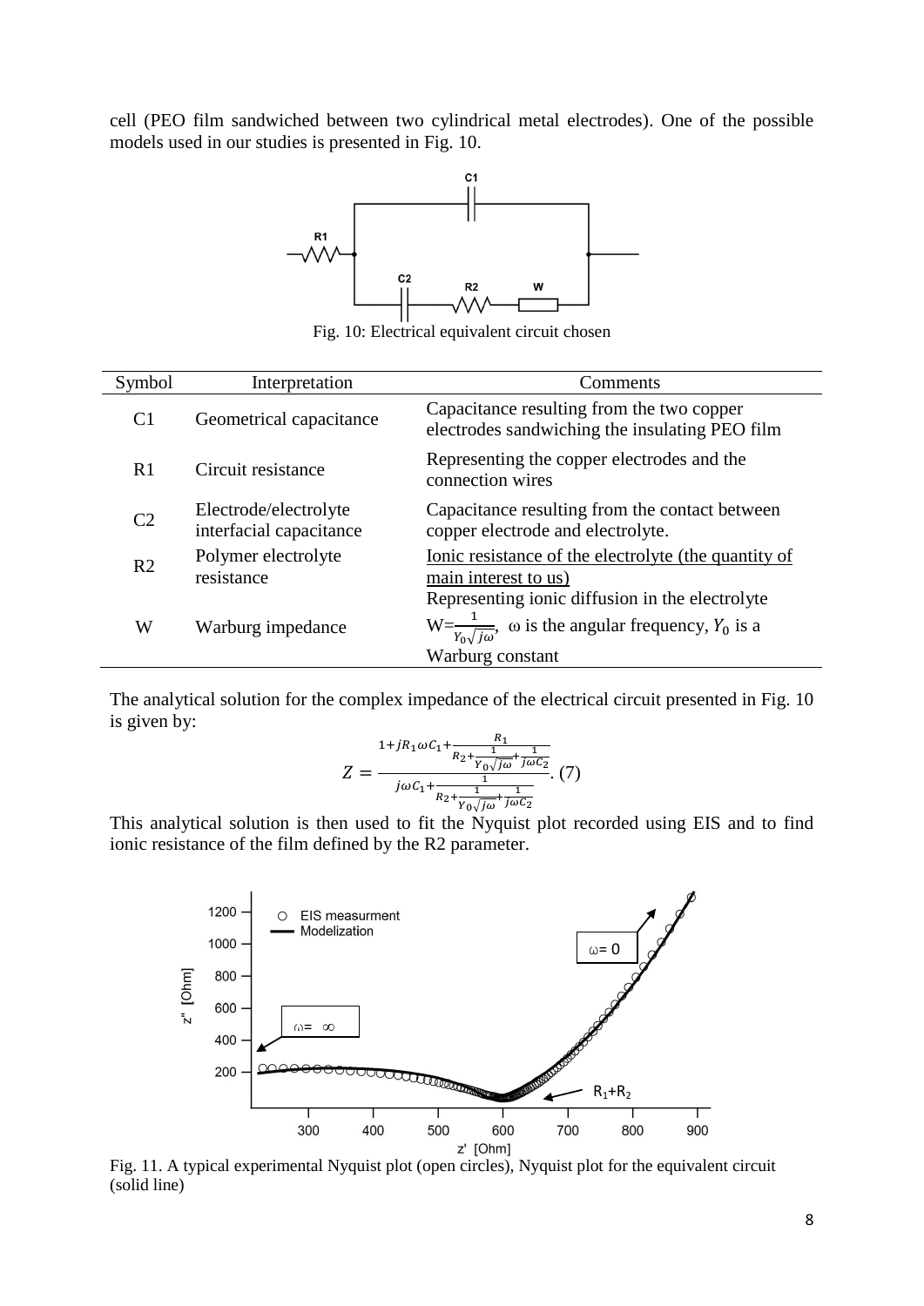cell (PEO film sandwiched between two cylindrical metal electrodes). One of the possible models used in our studies is presented in Fig. 10.

Fig. 10: Electrical equivalent circuit chosen

| Symbol | Interpretation | Comments |
|---|---|---|
| C1 | Geometrical capacitance | Capacitance resulting from the two copper electrodes sandwiching the insulating PEO film |
| R1 | Circuit resistance | Representing the copper electrodes and the connection wires |
| C2 | Electrode/electrolyte interfacial capacitance | Capacitance resulting from the contact between copper electrode and electrolyte. |
| R2 | Polymer electrolyte resistance | <u>Ionic resistance of the electrolyte (the quantity of main interest to us)</u> |
| W | Warburg impedance | Representing ionic diffusion in the electrolyte $W=\frac{1}{Y_0\sqrt{j\omega}}$, ω is the angular frequency, $Y_0$ is a Warburg constant |

The analytical solution for the complex impedance of the electrical circuit presented in Fig. 10 is given by:

$$Z = \frac{1+jR_1\omega C_1+\frac{R_1}{R_2+\frac{1}{Y_0\sqrt{j\omega}}+\frac{1}{j\omega C_2}}}{j\omega C_1+\frac{1}{R_2+\frac{1}{Y_0\sqrt{j\omega}}+\frac{1}{j\omega C_2}}}. \quad (7)$$

This analytical solution is then used to fit the Nyquist plot recorded using EIS and to find ionic resistance of the film defined by the R2 parameter.

Fig. 11. A typical experimental Nyquist plot (open circles), Nyquist plot for the equivalent circuit (solid line)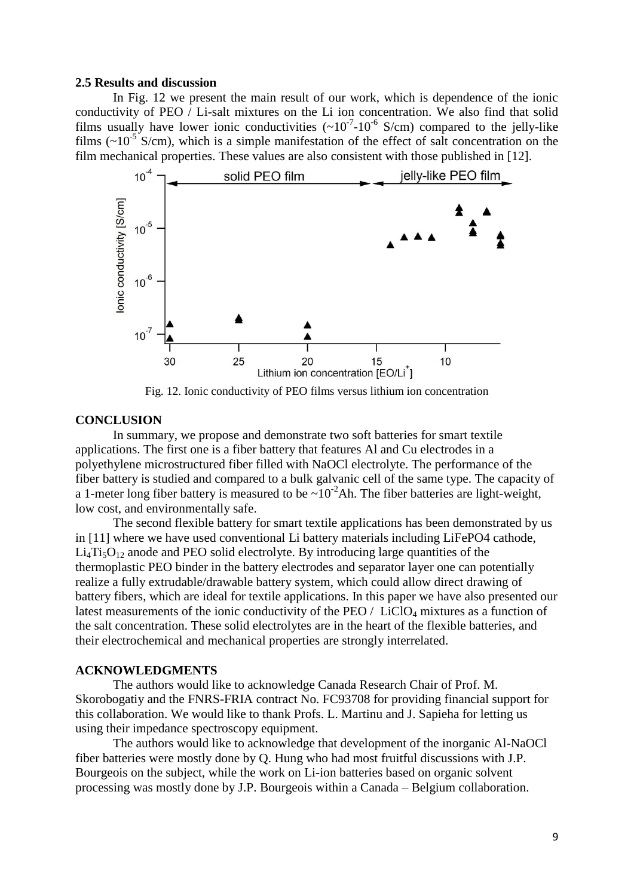### 2.5 Results and discussion

In Fig. 12 we present the main result of our work, which is dependence of the ionic conductivity of PEO / Li-salt mixtures on the Li ion concentration. We also find that solid films usually have lower ionic conductivities ($\sim10^{-7}$-$10^{-6}$ S/cm) compared to the jelly-like films ($\sim10^{-5}$ S/cm), which is a simple manifestation of the effect of salt concentration on the film mechanical properties. These values are also consistent with those published in [12].

Fig. 12. Ionic conductivity of PEO films versus lithium ion concentration

### CONCLUSION

In summary, we propose and demonstrate two soft batteries for smart textile applications. The first one is a fiber battery that features Al and Cu electrodes in a polyethylene microstructured fiber filled with NaOCl electrolyte. The performance of the fiber battery is studied and compared to a bulk galvanic cell of the same type. The capacity of a 1-meter long fiber battery is measured to be $\sim10^{-2}$Ah. The fiber batteries are light-weight, low cost, and environmentally safe.

The second flexible battery for smart textile applications has been demonstrated by us in [11] where we have used conventional Li battery materials including LiFePO4 cathode, $Li_4Ti_5O_{12}$ anode and PEO solid electrolyte. By introducing large quantities of the thermoplastic PEO binder in the battery electrodes and separator layer one can potentially realize a fully extrudable/drawable battery system, which could allow direct drawing of battery fibers, which are ideal for textile applications. In this paper we have also presented our latest measurements of the ionic conductivity of the PEO / $LiClO_4$ mixtures as a function of the salt concentration. These solid electrolytes are in the heart of the flexible batteries, and their electrochemical and mechanical properties are strongly interrelated.

### ACKNOWLEDGMENTS

The authors would like to acknowledge Canada Research Chair of Prof. M. Skorobogatiy and the FNRS-FRIA contract No. FC93708 for providing financial support for this collaboration. We would like to thank Profs. L. Martinu and J. Sapieha for letting us using their impedance spectroscopy equipment.

The authors would like to acknowledge that development of the inorganic Al-NaOCl fiber batteries were mostly done by Q. Hung who had most fruitful discussions with J.P. Bourgeois on the subject, while the work on Li-ion batteries based on organic solvent processing was mostly done by J.P. Bourgeois within a Canada – Belgium collaboration.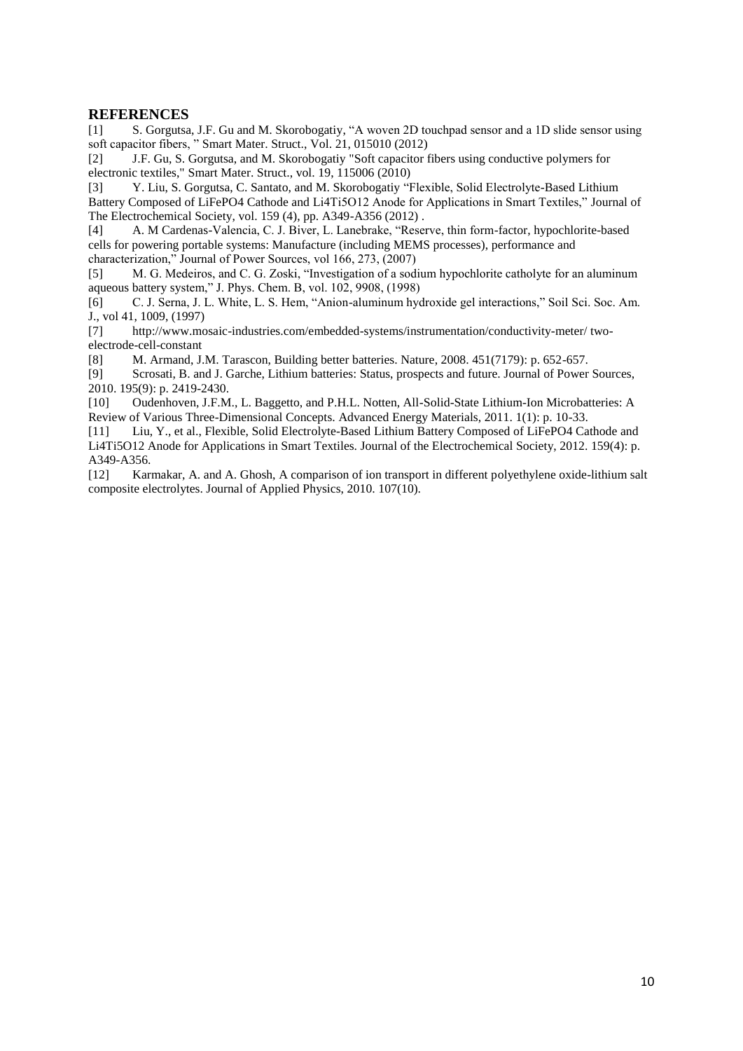## REFERENCES

[1] S. Gorgutsa, J.F. Gu and M. Skorobogatiy, "A woven 2D touchpad sensor and a 1D slide sensor using soft capacitor fibers, " Smart Mater. Struct., Vol. 21, 015010 (2012)

[2] J.F. Gu, S. Gorgutsa, and M. Skorobogatiy "Soft capacitor fibers using conductive polymers for electronic textiles," Smart Mater. Struct., vol. 19, 115006 (2010)

[3] Y. Liu, S. Gorgutsa, C. Santato, and M. Skorobogatiy "Flexible, Solid Electrolyte-Based Lithium Battery Composed of LiFePO4 Cathode and Li4Ti5O12 Anode for Applications in Smart Textiles," Journal of The Electrochemical Society, vol. 159 (4), pp. A349-A356 (2012) .

[4] A. M Cardenas-Valencia, C. J. Biver, L. Lanebrake, "Reserve, thin form-factor, hypochlorite-based cells for powering portable systems: Manufacture (including MEMS processes), performance and characterization," Journal of Power Sources, vol 166, 273, (2007)

[5] M. G. Medeiros, and C. G. Zoski, "Investigation of a sodium hypochlorite catholyte for an aluminum aqueous battery system," J. Phys. Chem. B, vol. 102, 9908, (1998)

[6] C. J. Serna, J. L. White, L. S. Hem, "Anion-aluminum hydroxide gel interactions," Soil Sci. Soc. Am. J., vol 41, 1009, (1997)

[7] http://www.mosaic-industries.com/embedded-systems/instrumentation/conductivity-meter/ two-electrode-cell-constant

[8] M. Armand, J.M. Tarascon, Building better batteries. Nature, 2008. 451(7179): p. 652-657.

[9] Scrosati, B. and J. Garche, Lithium batteries: Status, prospects and future. Journal of Power Sources, 2010. 195(9): p. 2419-2430.

[10] Oudenhoven, J.F.M., L. Baggetto, and P.H.L. Notten, All-Solid-State Lithium-Ion Microbatteries: A Review of Various Three-Dimensional Concepts. Advanced Energy Materials, 2011. 1(1): p. 10-33.

[11] Liu, Y., et al., Flexible, Solid Electrolyte-Based Lithium Battery Composed of LiFePO4 Cathode and Li4Ti5O12 Anode for Applications in Smart Textiles. Journal of the Electrochemical Society, 2012. 159(4): p. A349-A356.

[12] Karmakar, A. and A. Ghosh, A comparison of ion transport in different polyethylene oxide-lithium salt composite electrolytes. Journal of Applied Physics, 2010. 107(10).